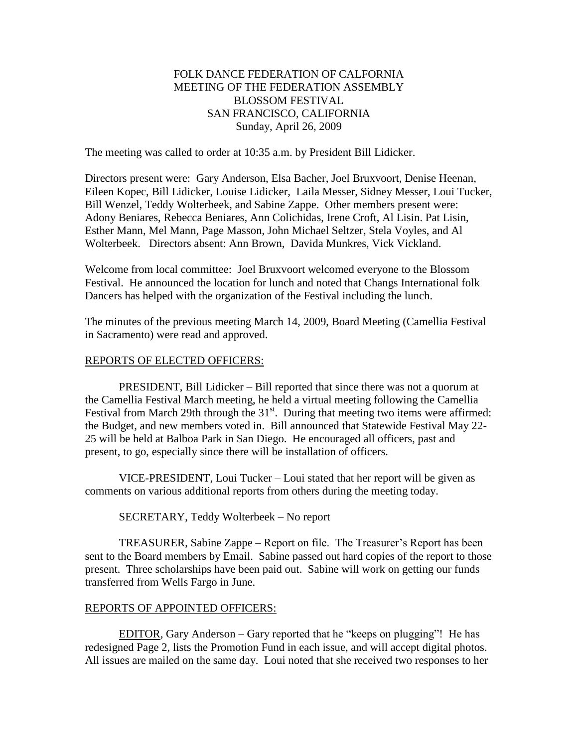FOLK DANCE FEDERATION OF CALFORNIA
MEETING OF THE FEDERATION ASSEMBLY
BLOSSOM FESTIVAL
SAN FRANCISCO, CALIFORNIA
Sunday, April 26, 2009

The meeting was called to order at 10:35 a.m. by President Bill Lidicker.

Directors present were: Gary Anderson, Elsa Bacher, Joel Bruxvoort, Denise Heenan, Eileen Kopec, Bill Lidicker, Louise Lidicker, Laila Messer, Sidney Messer, Loui Tucker, Bill Wenzel, Teddy Wolterbeek, and Sabine Zappe. Other members present were: Adony Beniares, Rebecca Beniares, Ann Colichidas, Irene Croft, Al Lisin. Pat Lisin, Esther Mann, Mel Mann, Page Masson, John Michael Seltzer, Stela Voyles, and Al Wolterbeek. Directors absent: Ann Brown, Davida Munkres, Vick Vickland.

Welcome from local committee: Joel Bruxvoort welcomed everyone to the Blossom Festival. He announced the location for lunch and noted that Changs International folk Dancers has helped with the organization of the Festival including the lunch.

The minutes of the previous meeting March 14, 2009, Board Meeting (Camellia Festival in Sacramento) were read and approved.

REPORTS OF ELECTED OFFICERS:

PRESIDENT, Bill Lidicker – Bill reported that since there was not a quorum at the Camellia Festival March meeting, he held a virtual meeting following the Camellia Festival from March 29th through the 31st. During that meeting two items were affirmed: the Budget, and new members voted in. Bill announced that Statewide Festival May 22-25 will be held at Balboa Park in San Diego. He encouraged all officers, past and present, to go, especially since there will be installation of officers.

VICE-PRESIDENT, Loui Tucker – Loui stated that her report will be given as comments on various additional reports from others during the meeting today.

SECRETARY, Teddy Wolterbeek – No report

TREASURER, Sabine Zappe – Report on file. The Treasurer's Report has been sent to the Board members by Email. Sabine passed out hard copies of the report to those present. Three scholarships have been paid out. Sabine will work on getting our funds transferred from Wells Fargo in June.

REPORTS OF APPOINTED OFFICERS:

EDITOR, Gary Anderson – Gary reported that he "keeps on plugging"! He has redesigned Page 2, lists the Promotion Fund in each issue, and will accept digital photos. All issues are mailed on the same day. Loui noted that she received two responses to her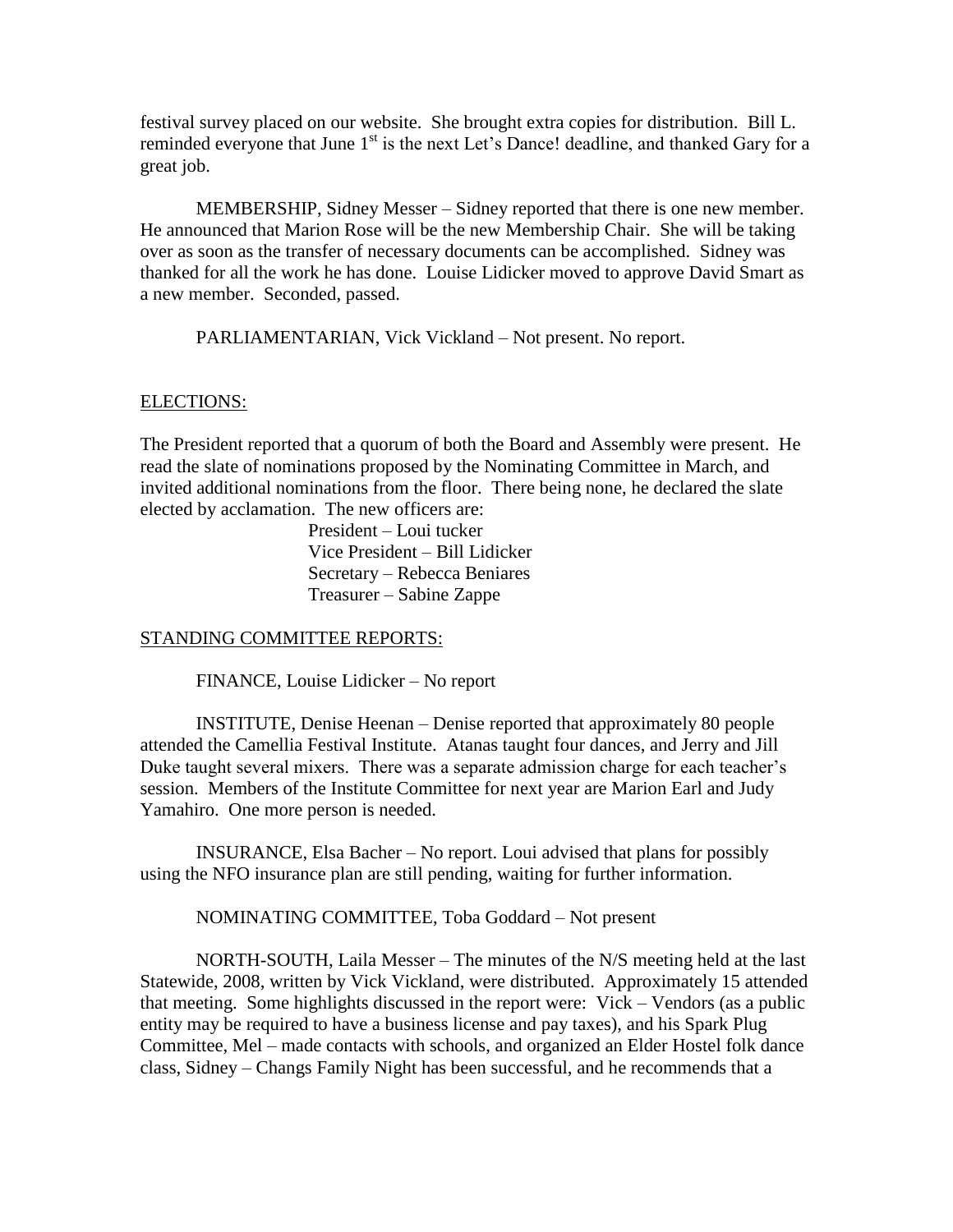festival survey placed on our website. She brought extra copies for distribution. Bill L. reminded everyone that June 1st is the next Let's Dance! deadline, and thanked Gary for a great job.

MEMBERSHIP, Sidney Messer – Sidney reported that there is one new member. He announced that Marion Rose will be the new Membership Chair. She will be taking over as soon as the transfer of necessary documents can be accomplished. Sidney was thanked for all the work he has done. Louise Lidicker moved to approve David Smart as a new member. Seconded, passed.

PARLIAMENTARIAN, Vick Vickland – Not present. No report.

ELECTIONS:

The President reported that a quorum of both the Board and Assembly were present. He read the slate of nominations proposed by the Nominating Committee in March, and invited additional nominations from the floor. There being none, he declared the slate elected by acclamation. The new officers are:

President – Loui tucker
Vice President – Bill Lidicker
Secretary – Rebecca Beniares
Treasurer – Sabine Zappe

STANDING COMMITTEE REPORTS:

FINANCE, Louise Lidicker – No report

INSTITUTE, Denise Heenan – Denise reported that approximately 80 people attended the Camellia Festival Institute. Atanas taught four dances, and Jerry and Jill Duke taught several mixers. There was a separate admission charge for each teacher's session. Members of the Institute Committee for next year are Marion Earl and Judy Yamahiro. One more person is needed.

INSURANCE, Elsa Bacher – No report. Loui advised that plans for possibly using the NFO insurance plan are still pending, waiting for further information.

NOMINATING COMMITTEE, Toba Goddard – Not present

NORTH-SOUTH, Laila Messer – The minutes of the N/S meeting held at the last Statewide, 2008, written by Vick Vickland, were distributed. Approximately 15 attended that meeting. Some highlights discussed in the report were: Vick – Vendors (as a public entity may be required to have a business license and pay taxes), and his Spark Plug Committee, Mel – made contacts with schools, and organized an Elder Hostel folk dance class, Sidney – Changs Family Night has been successful, and he recommends that a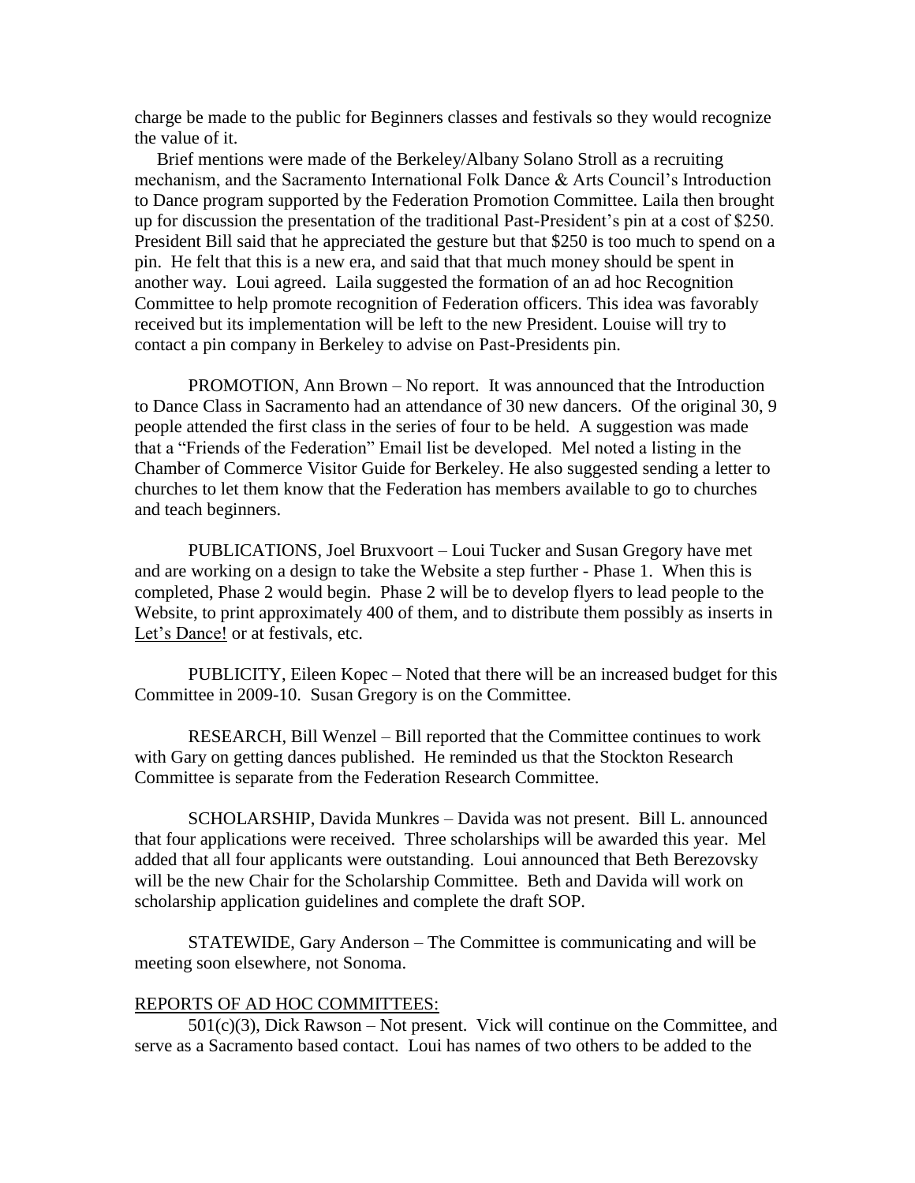charge be made to the public for Beginners classes and festivals so they would recognize the value of it.

Brief mentions were made of the Berkeley/Albany Solano Stroll as a recruiting mechanism, and the Sacramento International Folk Dance & Arts Council's Introduction to Dance program supported by the Federation Promotion Committee. Laila then brought up for discussion the presentation of the traditional Past-President's pin at a cost of $250. President Bill said that he appreciated the gesture but that $250 is too much to spend on a pin. He felt that this is a new era, and said that that much money should be spent in another way. Loui agreed. Laila suggested the formation of an ad hoc Recognition Committee to help promote recognition of Federation officers. This idea was favorably received but its implementation will be left to the new President. Louise will try to contact a pin company in Berkeley to advise on Past-Presidents pin.

PROMOTION, Ann Brown – No report. It was announced that the Introduction to Dance Class in Sacramento had an attendance of 30 new dancers. Of the original 30, 9 people attended the first class in the series of four to be held. A suggestion was made that a "Friends of the Federation" Email list be developed. Mel noted a listing in the Chamber of Commerce Visitor Guide for Berkeley. He also suggested sending a letter to churches to let them know that the Federation has members available to go to churches and teach beginners.

PUBLICATIONS, Joel Bruxvoort – Loui Tucker and Susan Gregory have met and are working on a design to take the Website a step further - Phase 1. When this is completed, Phase 2 would begin. Phase 2 will be to develop flyers to lead people to the Website, to print approximately 400 of them, and to distribute them possibly as inserts in Let's Dance! or at festivals, etc.

PUBLICITY, Eileen Kopec – Noted that there will be an increased budget for this Committee in 2009-10. Susan Gregory is on the Committee.

RESEARCH, Bill Wenzel – Bill reported that the Committee continues to work with Gary on getting dances published. He reminded us that the Stockton Research Committee is separate from the Federation Research Committee.

SCHOLARSHIP, Davida Munkres – Davida was not present. Bill L. announced that four applications were received. Three scholarships will be awarded this year. Mel added that all four applicants were outstanding. Loui announced that Beth Berezovsky will be the new Chair for the Scholarship Committee. Beth and Davida will work on scholarship application guidelines and complete the draft SOP.

STATEWIDE, Gary Anderson – The Committee is communicating and will be meeting soon elsewhere, not Sonoma.

REPORTS OF AD HOC COMMITTEES:

501(c)(3), Dick Rawson – Not present. Vick will continue on the Committee, and serve as a Sacramento based contact. Loui has names of two others to be added to the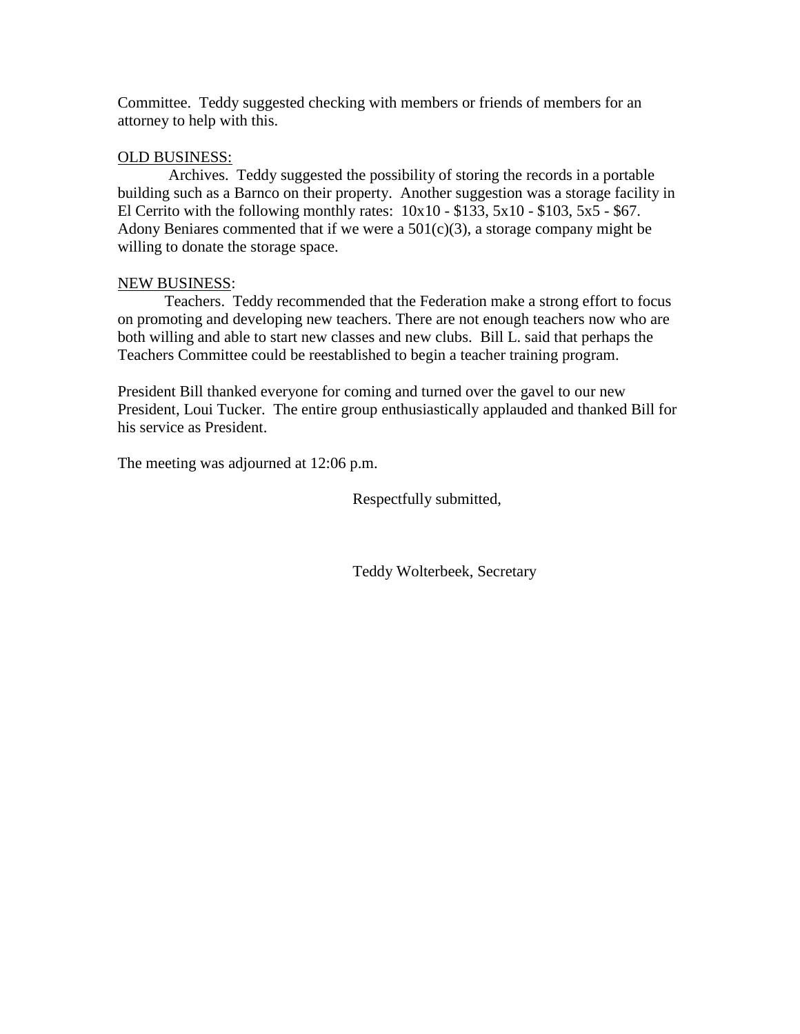Committee. Teddy suggested checking with members or friends of members for an attorney to help with this.

<u>OLD BUSINESS:</u>

Archives. Teddy suggested the possibility of storing the records in a portable building such as a Barnco on their property. Another suggestion was a storage facility in El Cerrito with the following monthly rates: 10x10 - $133, 5x10 - $103, 5x5 - $67. Adony Beniares commented that if we were a 501(c)(3), a storage company might be willing to donate the storage space.

<u>NEW BUSINESS</u>:

Teachers. Teddy recommended that the Federation make a strong effort to focus on promoting and developing new teachers. There are not enough teachers now who are both willing and able to start new classes and new clubs. Bill L. said that perhaps the Teachers Committee could be reestablished to begin a teacher training program.

President Bill thanked everyone for coming and turned over the gavel to our new President, Loui Tucker. The entire group enthusiastically applauded and thanked Bill for his service as President.

The meeting was adjourned at 12:06 p.m.

Respectfully submitted,

Teddy Wolterbeek, Secretary